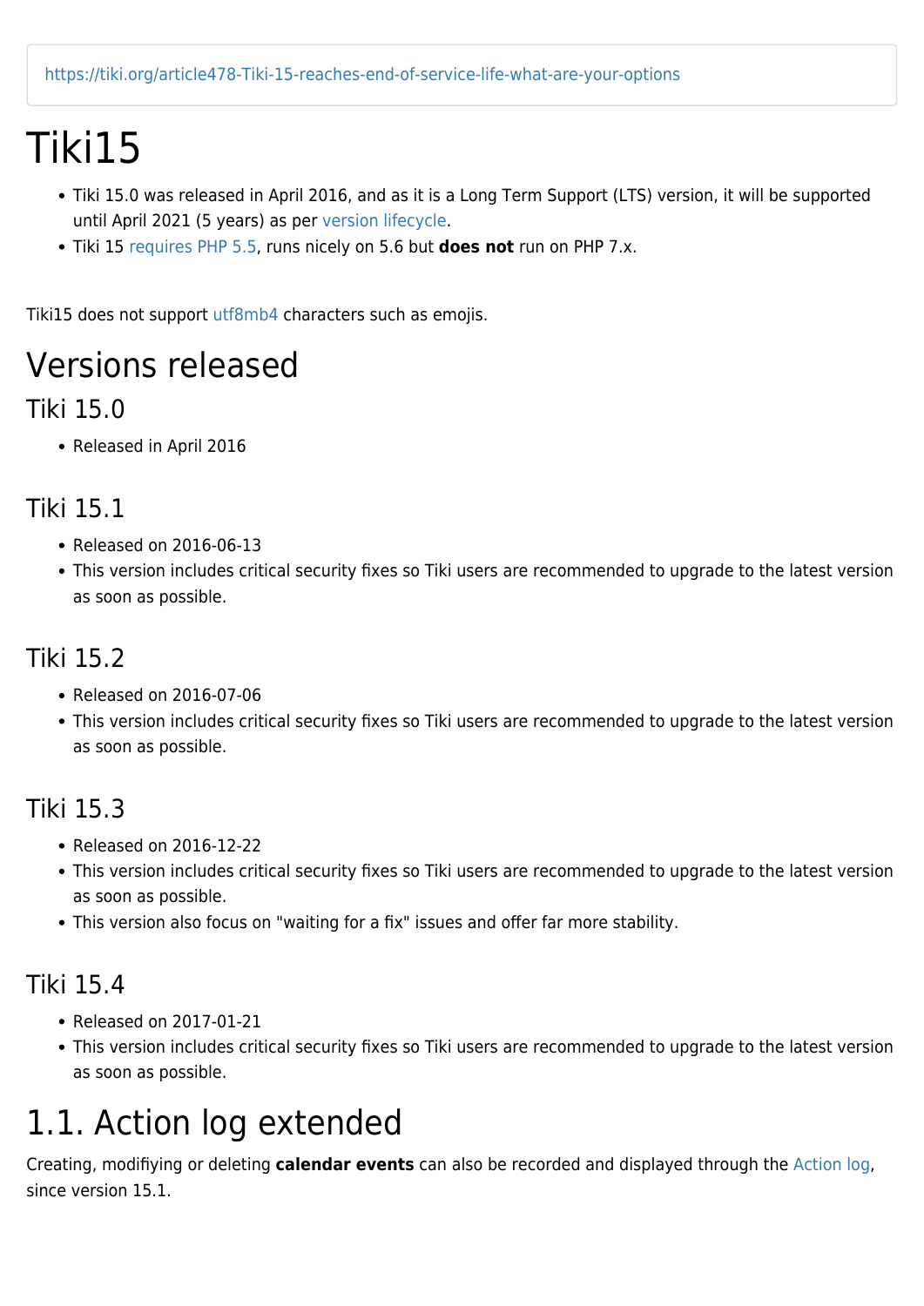https://tiki.org/article478-Tiki-15-reaches-end-of-service-life-what-are-your-options

# Tiki15

- Tiki 15.0 was released in April 2016, and as it is a Long Term Support (LTS) version, it will be supported until April 2021 (5 years) as per version lifecycle.
- Tiki 15 requires PHP 5.5, runs nicely on 5.6 but **does not** run on PHP 7.x.

Tiki15 does not support utf8mb4 characters such as emojis.

# Versions released

## Tiki 15.0

- Released in April 2016

## Tiki 15.1

- Released on 2016-06-13
- This version includes critical security fixes so Tiki users are recommended to upgrade to the latest version as soon as possible.

## Tiki 15.2

- Released on 2016-07-06
- This version includes critical security fixes so Tiki users are recommended to upgrade to the latest version as soon as possible.

## Tiki 15.3

- Released on 2016-12-22
- This version includes critical security fixes so Tiki users are recommended to upgrade to the latest version as soon as possible.
- This version also focus on "waiting for a fix" issues and offer far more stability.

## Tiki 15.4

- Released on 2017-01-21
- This version includes critical security fixes so Tiki users are recommended to upgrade to the latest version as soon as possible.

# 1.1. Action log extended

Creating, modifiying or deleting **calendar events** can also be recorded and displayed through the Action log, since version 15.1.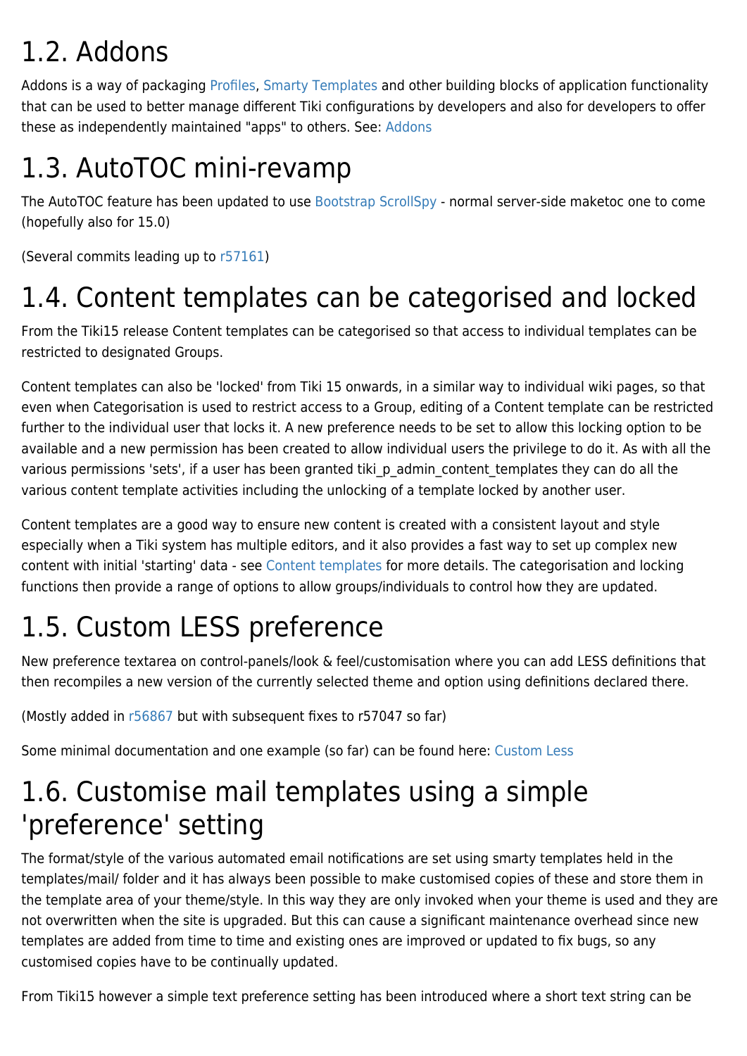# 1.2. Addons

Addons is a way of packaging Profiles, Smarty Templates and other building blocks of application functionality that can be used to better manage different Tiki configurations by developers and also for developers to offer these as independently maintained "apps" to others. See: Addons

# 1.3. AutoTOC mini-revamp

The AutoTOC feature has been updated to use Bootstrap ScrollSpy - normal server-side maketoc one to come (hopefully also for 15.0)

(Several commits leading up to r57161)

# 1.4. Content templates can be categorised and locked

From the Tiki15 release Content templates can be categorised so that access to individual templates can be restricted to designated Groups.

Content templates can also be 'locked' from Tiki 15 onwards, in a similar way to individual wiki pages, so that even when Categorisation is used to restrict access to a Group, editing of a Content template can be restricted further to the individual user that locks it. A new preference needs to be set to allow this locking option to be available and a new permission has been created to allow individual users the privilege to do it. As with all the various permissions 'sets', if a user has been granted tiki_p_admin_content_templates they can do all the various content template activities including the unlocking of a template locked by another user.

Content templates are a good way to ensure new content is created with a consistent layout and style especially when a Tiki system has multiple editors, and it also provides a fast way to set up complex new content with initial 'starting' data - see Content templates for more details. The categorisation and locking functions then provide a range of options to allow groups/individuals to control how they are updated.

# 1.5. Custom LESS preference

New preference textarea on control-panels/look & feel/customisation where you can add LESS definitions that then recompiles a new version of the currently selected theme and option using definitions declared there.

(Mostly added in r56867 but with subsequent fixes to r57047 so far)

Some minimal documentation and one example (so far) can be found here: Custom Less

# 1.6. Customise mail templates using a simple 'preference' setting

The format/style of the various automated email notifications are set using smarty templates held in the templates/mail/ folder and it has always been possible to make customised copies of these and store them in the template area of your theme/style. In this way they are only invoked when your theme is used and they are not overwritten when the site is upgraded. But this can cause a significant maintenance overhead since new templates are added from time to time and existing ones are improved or updated to fix bugs, so any customised copies have to be continually updated.

From Tiki15 however a simple text preference setting has been introduced where a short text string can be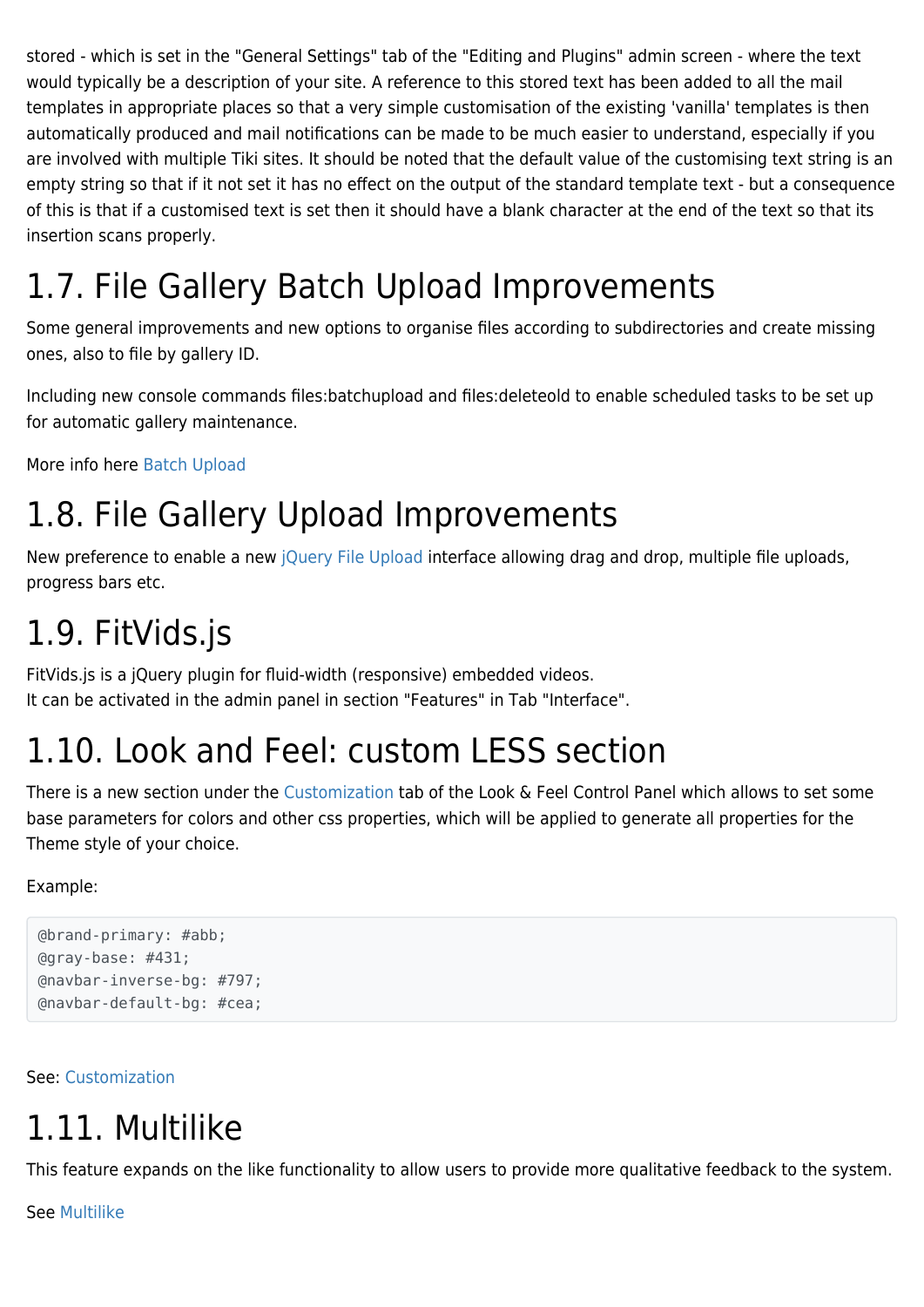stored - which is set in the "General Settings" tab of the "Editing and Plugins" admin screen - where the text would typically be a description of your site. A reference to this stored text has been added to all the mail templates in appropriate places so that a very simple customisation of the existing 'vanilla' templates is then automatically produced and mail notifications can be made to be much easier to understand, especially if you are involved with multiple Tiki sites. It should be noted that the default value of the customising text string is an empty string so that if it not set it has no effect on the output of the standard template text - but a consequence of this is that if a customised text is set then it should have a blank character at the end of the text so that its insertion scans properly.

# 1.7. File Gallery Batch Upload Improvements

Some general improvements and new options to organise files according to subdirectories and create missing ones, also to file by gallery ID.

Including new console commands files:batchupload and files:deleteold to enable scheduled tasks to be set up for automatic gallery maintenance.

More info here Batch Upload

# 1.8. File Gallery Upload Improvements

New preference to enable a new jQuery File Upload interface allowing drag and drop, multiple file uploads, progress bars etc.

# 1.9. FitVids.js

FitVids.js is a jQuery plugin for fluid-width (responsive) embedded videos.
It can be activated in the admin panel in section "Features" in Tab "Interface".

# 1.10. Look and Feel: custom LESS section

There is a new section under the Customization tab of the Look & Feel Control Panel which allows to set some base parameters for colors and other css properties, which will be applied to generate all properties for the Theme style of your choice.

Example:

```
@brand-primary: #abb;
@gray-base: #431;
@navbar-inverse-bg: #797;
@navbar-default-bg: #cea;
```

See: Customization

# 1.11. Multilike

This feature expands on the like functionality to allow users to provide more qualitative feedback to the system.

See Multilike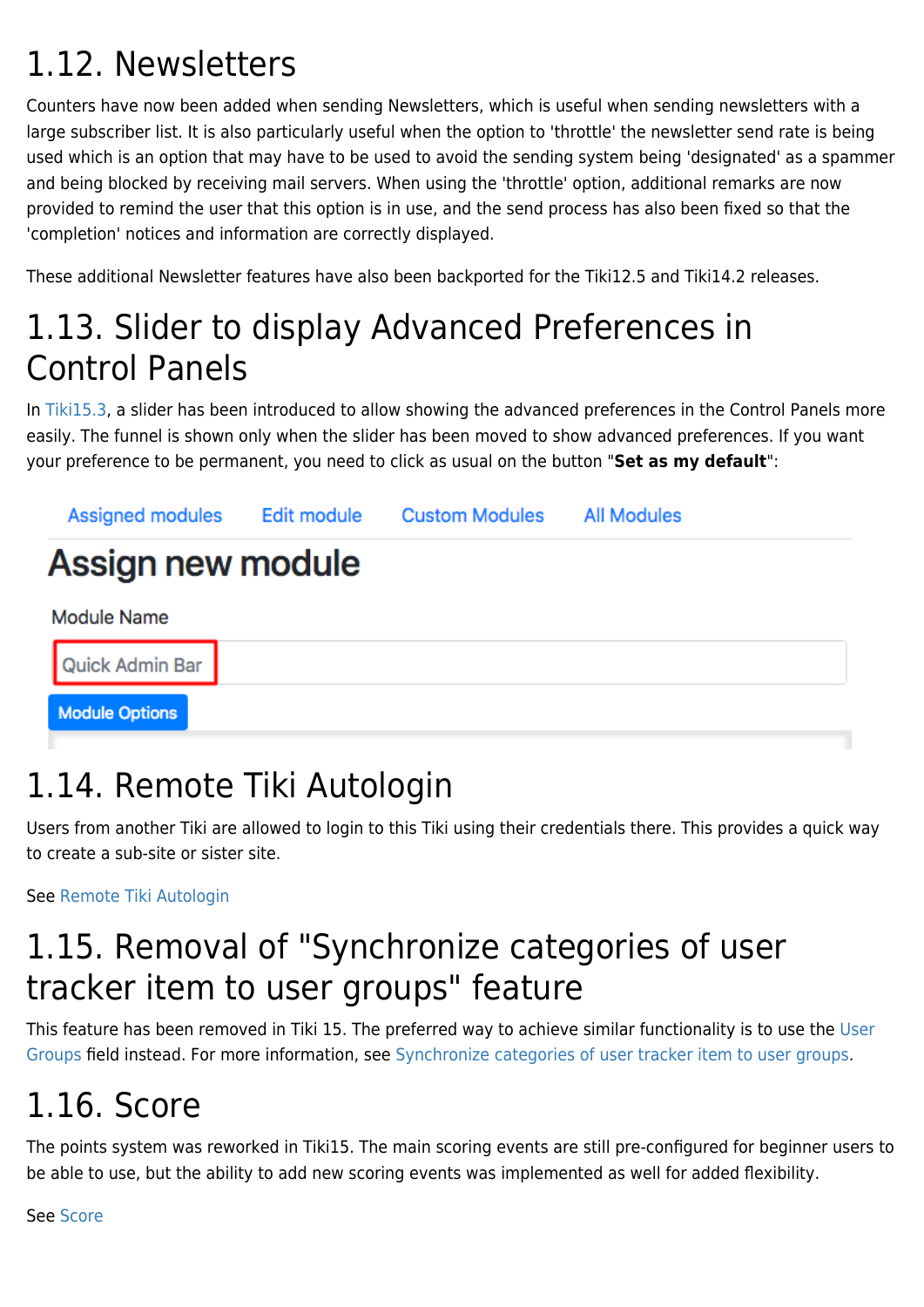## 1.12. Newsletters

Counters have now been added when sending Newsletters, which is useful when sending newsletters with a large subscriber list. It is also particularly useful when the option to 'throttle' the newsletter send rate is being used which is an option that may have to be used to avoid the sending system being 'designated' as a spammer and being blocked by receiving mail servers. When using the 'throttle' option, additional remarks are now provided to remind the user that this option is in use, and the send process has also been fixed so that the 'completion' notices and information are correctly displayed.

These additional Newsletter features have also been backported for the Tiki12.5 and Tiki14.2 releases.

## 1.13. Slider to display Advanced Preferences in Control Panels

In Tiki15.3, a slider has been introduced to allow showing the advanced preferences in the Control Panels more easily. The funnel is shown only when the slider has been moved to show advanced preferences. If you want your preference to be permanent, you need to click as usual on the button "**Set as my default**":

Assigned modules Edit module Custom Modules All Modules

**Assign new module**

Module Name

Quick Admin Bar

Module Options

## 1.14. Remote Tiki Autologin

Users from another Tiki are allowed to login to this Tiki using their credentials there. This provides a quick way to create a sub-site or sister site.

See Remote Tiki Autologin

## 1.15. Removal of "Synchronize categories of user tracker item to user groups" feature

This feature has been removed in Tiki 15. The preferred way to achieve similar functionality is to use the User Groups field instead. For more information, see Synchronize categories of user tracker item to user groups.

## 1.16. Score

The points system was reworked in Tiki15. The main scoring events are still pre-configured for beginner users to be able to use, but the ability to add new scoring events was implemented as well for added flexibility.

See Score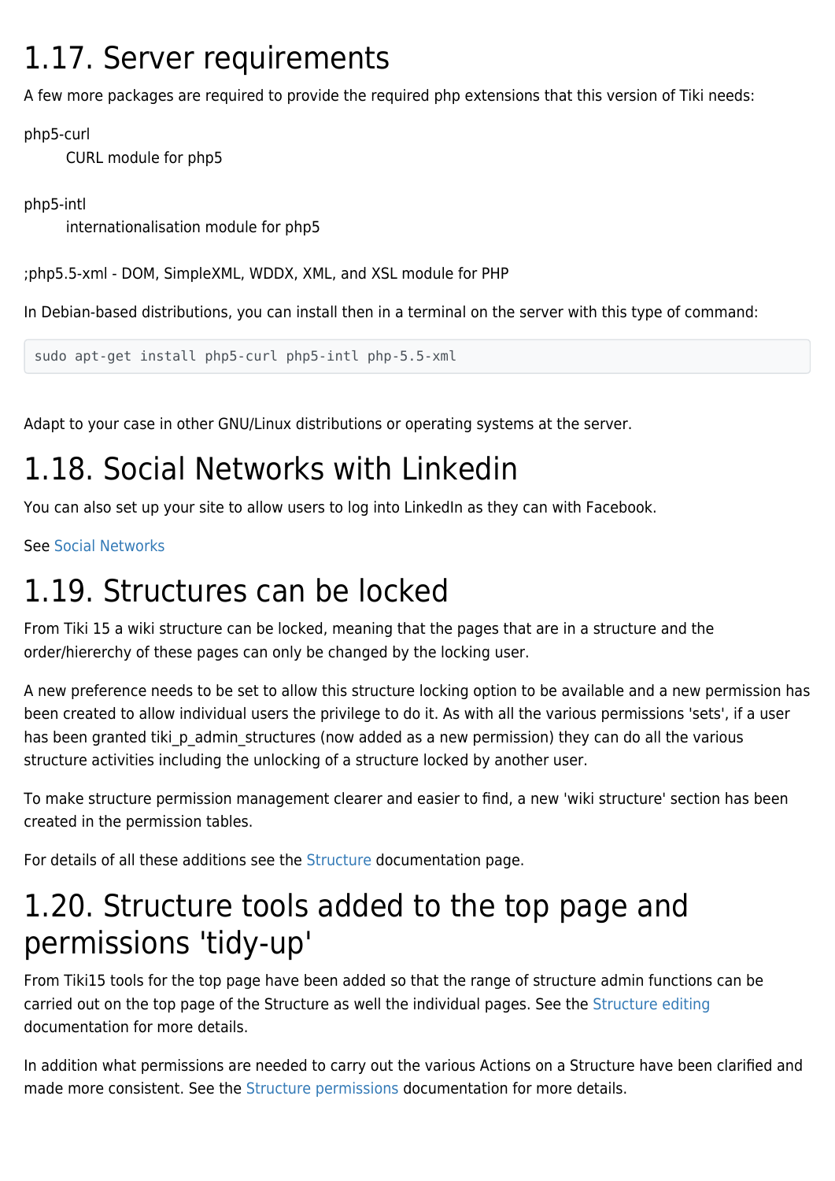# 1.17. Server requirements

A few more packages are required to provide the required php extensions that this version of Tiki needs:

php5-curl
    CURL module for php5

php5-intl
    internationalisation module for php5

;php5.5-xml - DOM, SimpleXML, WDDX, XML, and XSL module for PHP

In Debian-based distributions, you can install then in a terminal on the server with this type of command:

```
sudo apt-get install php5-curl php5-intl php-5.5-xml
```

Adapt to your case in other GNU/Linux distributions or operating systems at the server.

# 1.18. Social Networks with Linkedin

You can also set up your site to allow users to log into LinkedIn as they can with Facebook.

See Social Networks

# 1.19. Structures can be locked

From Tiki 15 a wiki structure can be locked, meaning that the pages that are in a structure and the order/hiererchy of these pages can only be changed by the locking user.

A new preference needs to be set to allow this structure locking option to be available and a new permission has been created to allow individual users the privilege to do it. As with all the various permissions 'sets', if a user has been granted tiki_p_admin_structures (now added as a new permission) they can do all the various structure activities including the unlocking of a structure locked by another user.

To make structure permission management clearer and easier to find, a new 'wiki structure' section has been created in the permission tables.

For details of all these additions see the Structure documentation page.

# 1.20. Structure tools added to the top page and permissions 'tidy-up'

From Tiki15 tools for the top page have been added so that the range of structure admin functions can be carried out on the top page of the Structure as well the individual pages. See the Structure editing documentation for more details.

In addition what permissions are needed to carry out the various Actions on a Structure have been clarified and made more consistent. See the Structure permissions documentation for more details.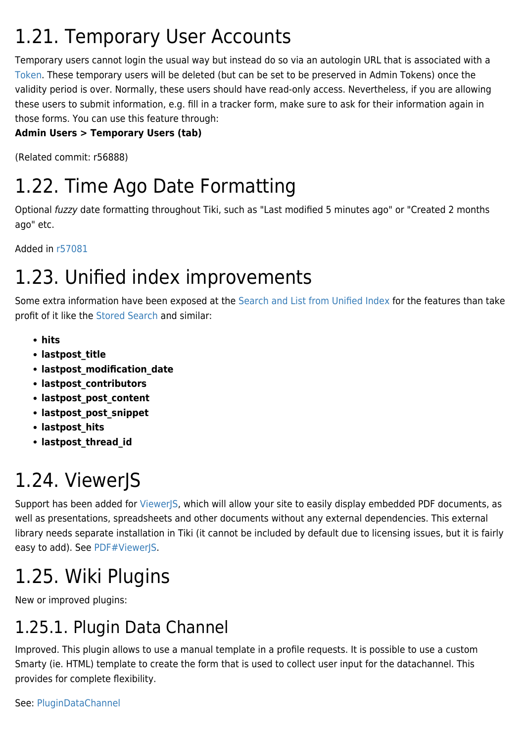# 1.21. Temporary User Accounts

Temporary users cannot login the usual way but instead do so via an autologin URL that is associated with a Token. These temporary users will be deleted (but can be set to be preserved in Admin Tokens) once the validity period is over. Normally, these users should have read-only access. Nevertheless, if you are allowing these users to submit information, e.g. fill in a tracker form, make sure to ask for their information again in those forms. You can use this feature through:
**Admin Users > Temporary Users (tab)**

(Related commit: r56888)

# 1.22. Time Ago Date Formatting

Optional *fuzzy* date formatting throughout Tiki, such as "Last modified 5 minutes ago" or "Created 2 months ago" etc.

Added in r57081

# 1.23. Unified index improvements

Some extra information have been exposed at the Search and List from Unified Index for the features than take profit of it like the Stored Search and similar:

- **hits**
- **lastpost_title**
- **lastpost_modification_date**
- **lastpost_contributors**
- **lastpost_post_content**
- **lastpost_post_snippet**
- **lastpost_hits**
- **lastpost_thread_id**

# 1.24. ViewerJS

Support has been added for ViewerJS, which will allow your site to easily display embedded PDF documents, as well as presentations, spreadsheets and other documents without any external dependencies. This external library needs separate installation in Tiki (it cannot be included by default due to licensing issues, but it is fairly easy to add). See PDF#ViewerJS.

# 1.25. Wiki Plugins

New or improved plugins:

## 1.25.1. Plugin Data Channel

Improved. This plugin allows to use a manual template in a profile requests. It is possible to use a custom Smarty (ie. HTML) template to create the form that is used to collect user input for the datachannel. This provides for complete flexibility.

See: PluginDataChannel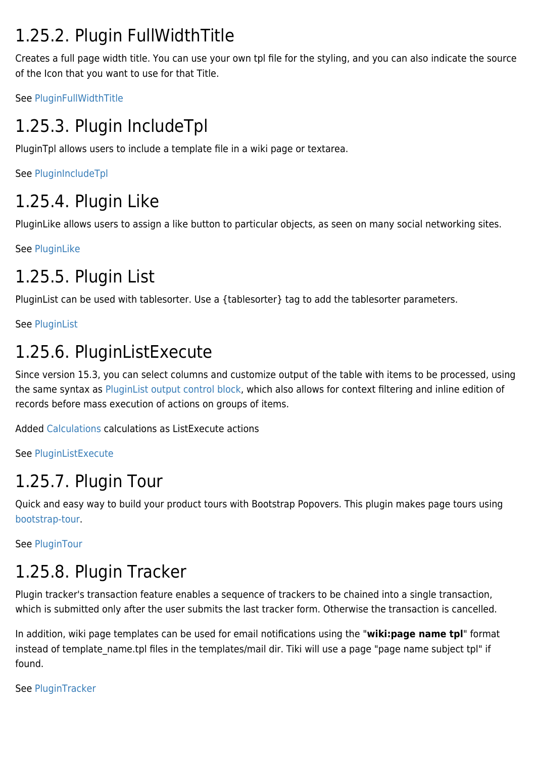## 1.25.2. Plugin FullWidthTitle

Creates a full page width title. You can use your own tpl file for the styling, and you can also indicate the source of the Icon that you want to use for that Title.

See PluginFullWidthTitle

## 1.25.3. Plugin IncludeTpl

PluginTpl allows users to include a template file in a wiki page or textarea.

See PluginIncludeTpl

## 1.25.4. Plugin Like

PluginLike allows users to assign a like button to particular objects, as seen on many social networking sites.

See PluginLike

## 1.25.5. Plugin List

PluginList can be used with tablesorter. Use a {tablesorter} tag to add the tablesorter parameters.

See PluginList

## 1.25.6. PluginListExecute

Since version 15.3, you can select columns and customize output of the table with items to be processed, using the same syntax as PluginList output control block, which also allows for context filtering and inline edition of records before mass execution of actions on groups of items.

Added Calculations calculations as ListExecute actions

See PluginListExecute

## 1.25.7. Plugin Tour

Quick and easy way to build your product tours with Bootstrap Popovers. This plugin makes page tours using bootstrap-tour.

See PluginTour

## 1.25.8. Plugin Tracker

Plugin tracker's transaction feature enables a sequence of trackers to be chained into a single transaction, which is submitted only after the user submits the last tracker form. Otherwise the transaction is cancelled.

In addition, wiki page templates can be used for email notifications using the "**wiki:page name tpl**" format instead of template_name.tpl files in the templates/mail dir. Tiki will use a page "page name subject tpl" if found.

See PluginTracker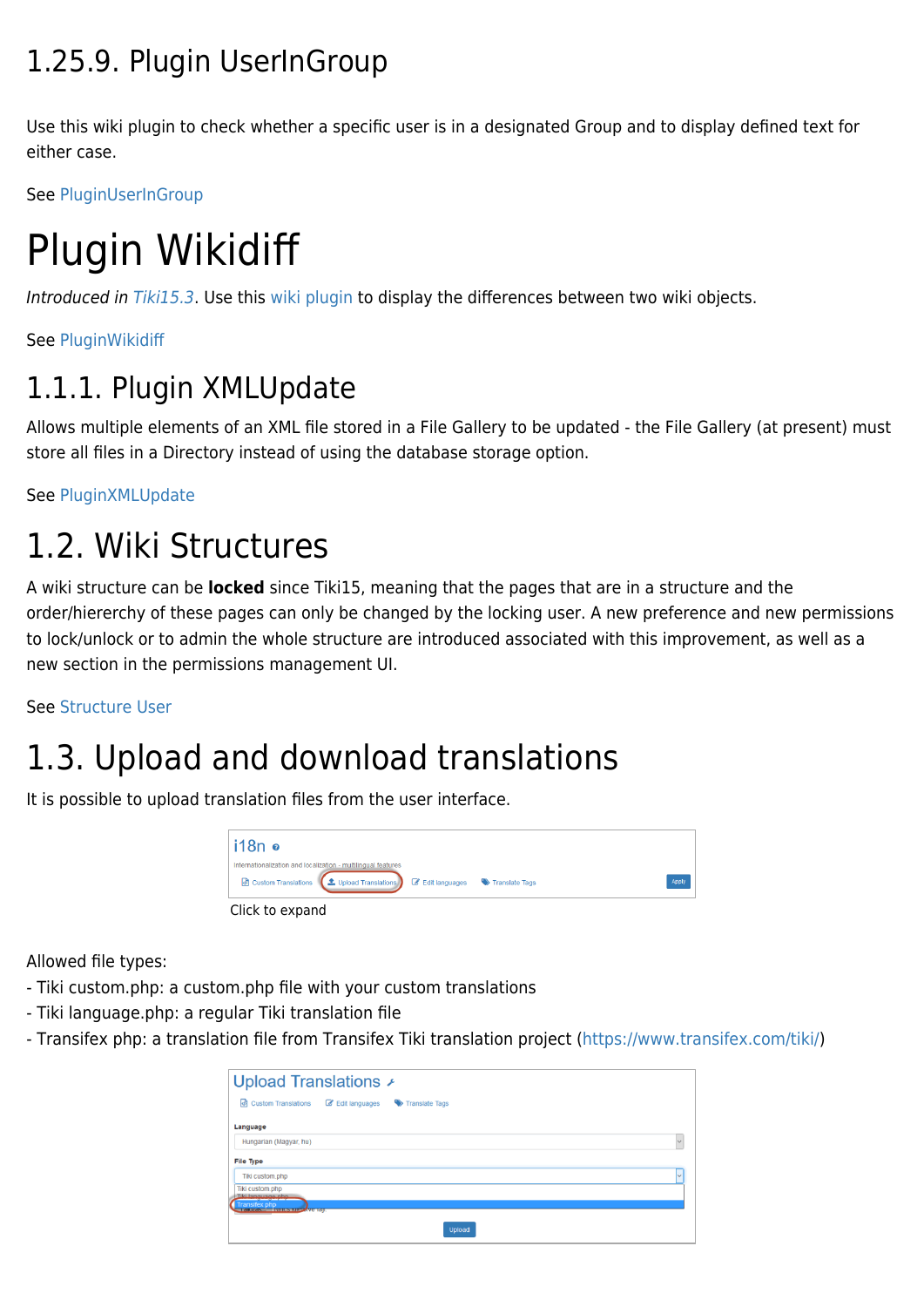## 1.25.9. Plugin UserInGroup

Use this wiki plugin to check whether a specific user is in a designated Group and to display defined text for either case.

See PluginUserInGroup

# Plugin Wikidiff

*Introduced in Tiki15.3*. Use this wiki plugin to display the differences between two wiki objects.

See PluginWikidiff

## 1.1.1. Plugin XMLUpdate

Allows multiple elements of an XML file stored in a File Gallery to be updated - the File Gallery (at present) must store all files in a Directory instead of using the database storage option.

See PluginXMLUpdate

# 1.2. Wiki Structures

A wiki structure can be **locked** since Tiki15, meaning that the pages that are in a structure and the order/hierarchy of these pages can only be changed by the locking user. A new preference and new permissions to lock/unlock or to admin the whole structure are introduced associated with this improvement, as well as a new section in the permissions management UI.

See Structure User

# 1.3. Upload and download translations

It is possible to upload translation files from the user interface.

Click to expand

Allowed file types:
- Tiki custom.php: a custom.php file with your custom translations
- Tiki language.php: a regular Tiki translation file
- Transifex php: a translation file from Transifex Tiki translation project (https://www.transifex.com/tiki/)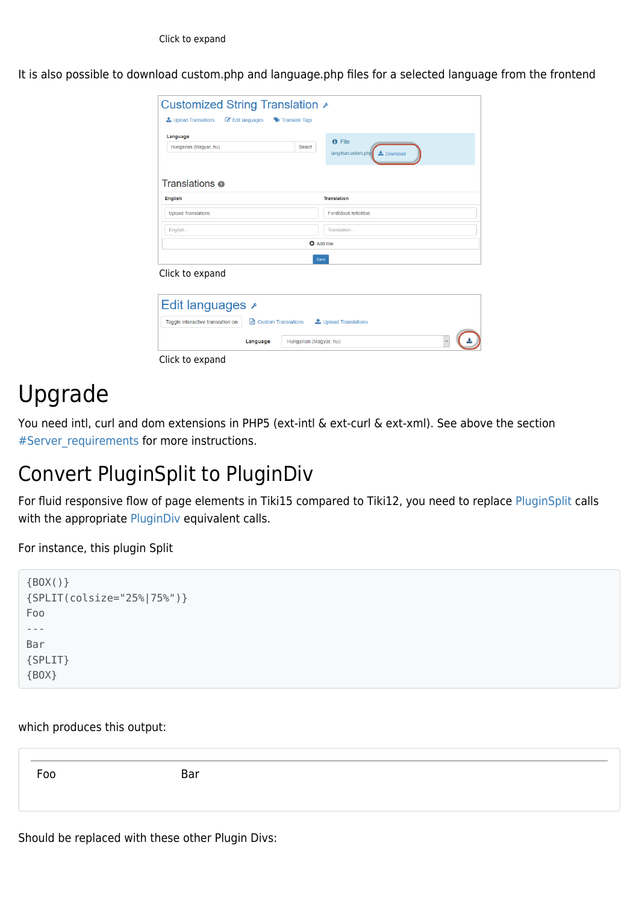Click to expand

It is also possible to download custom.php and language.php files for a selected language from the frontend

Click to expand

Click to expand

# Upgrade

You need intl, curl and dom extensions in PHP5 (ext-intl & ext-curl & ext-xml). See above the section #Server_requirements for more instructions.

# Convert PluginSplit to PluginDiv

For fluid responsive flow of page elements in Tiki15 compared to Tiki12, you need to replace PluginSplit calls with the appropriate PluginDiv equivalent calls.

For instance, this plugin Split

```
{BOX()}
{SPLIT(colsize="25%|75%")}
Foo
---
Bar
{SPLIT}
{BOX}
```

which produces this output:

Foo Bar

Should be replaced with these other Plugin Divs: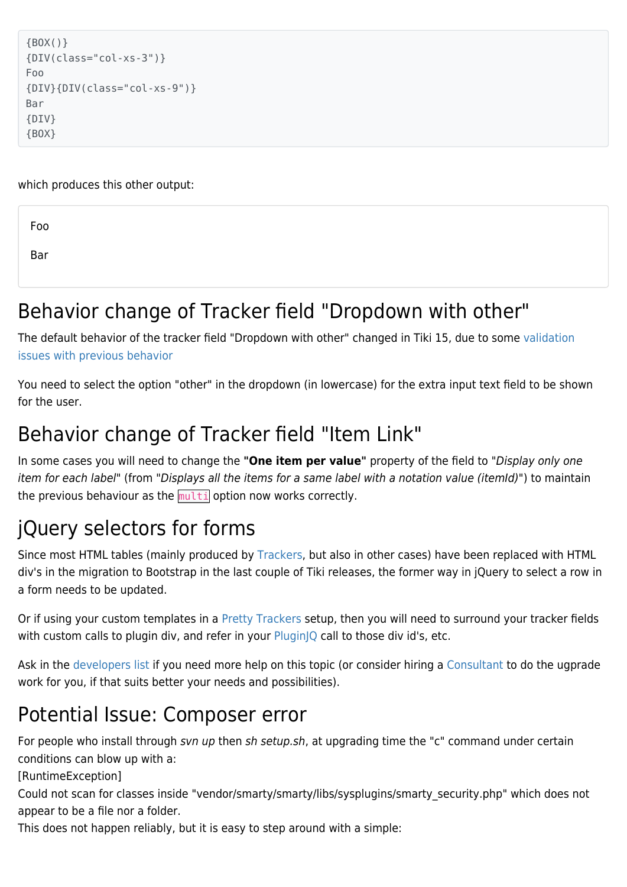```
{BOX()}
{DIV(class="col-xs-3")}
Foo
{DIV}{DIV(class="col-xs-9")}
Bar
{DIV}
{BOX}
```

which produces this other output:

> Foo
>
> Bar

# Behavior change of Tracker field "Dropdown with other"

The default behavior of the tracker field "Dropdown with other" changed in Tiki 15, due to some validation issues with previous behavior

You need to select the option "other" in the dropdown (in lowercase) for the extra input text field to be shown for the user.

# Behavior change of Tracker field "Item Link"

In some cases you will need to change the **"One item per value"** property of the field to "*Display only one item for each label*" (from "*Displays all the items for a same label with a notation value (itemId)*") to maintain the previous behaviour as the `multi` option now works correctly.

# jQuery selectors for forms

Since most HTML tables (mainly produced by Trackers, but also in other cases) have been replaced with HTML div's in the migration to Bootstrap in the last couple of Tiki releases, the former way in jQuery to select a row in a form needs to be updated.

Or if using your custom templates in a Pretty Trackers setup, then you will need to surround your tracker fields with custom calls to plugin div, and refer in your PluginJQ call to those div id's, etc.

Ask in the developers list if you need more help on this topic (or consider hiring a Consultant to do the ugprade work for you, if that suits better your needs and possibilities).

# Potential Issue: Composer error

For people who install through *svn up* then *sh setup.sh*, at upgrading time the "c" command under certain conditions can blow up with a:
[RuntimeException]
Could not scan for classes inside "vendor/smarty/smarty/libs/sysplugins/smarty_security.php" which does not appear to be a file nor a folder.
This does not happen reliably, but it is easy to step around with a simple: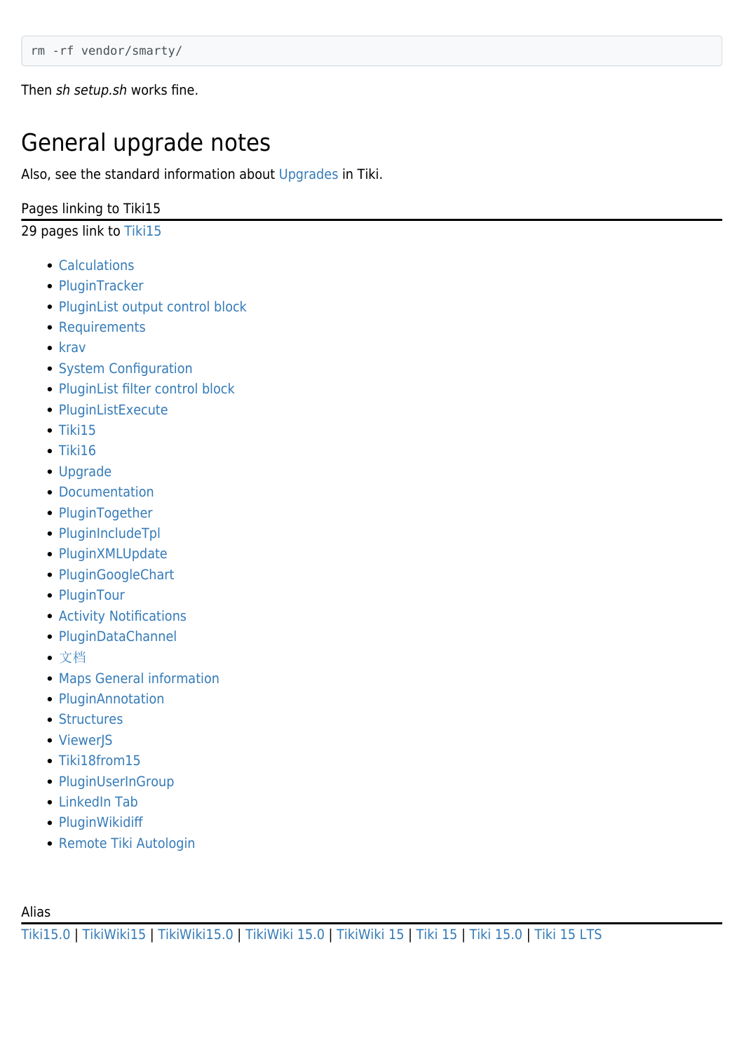```
rm -rf vendor/smarty/
```

Then *sh setup.sh* works fine.

## General upgrade notes

Also, see the standard information about Upgrades in Tiki.

Pages linking to Tiki15

29 pages link to Tiki15

- Calculations
- PluginTracker
- PluginList output control block
- Requirements
- krav
- System Configuration
- PluginList filter control block
- PluginListExecute
- Tiki15
- Tiki16
- Upgrade
- Documentation
- PluginTogether
- PluginIncludeTpl
- PluginXMLUpdate
- PluginGoogleChart
- PluginTour
- Activity Notifications
- PluginDataChannel
- 文档
- Maps General information
- PluginAnnotation
- Structures
- ViewerJS
- Tiki18from15
- PluginUserInGroup
- LinkedIn Tab
- PluginWikidiff
- Remote Tiki Autologin

Alias

Tiki15.0 | TikiWiki15 | TikiWiki15.0 | TikiWiki 15.0 | TikiWiki 15 | Tiki 15 | Tiki 15.0 | Tiki 15 LTS